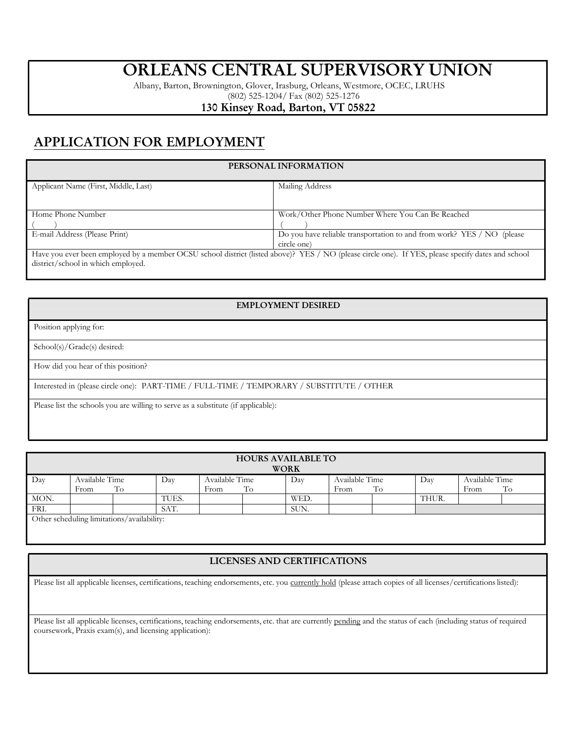# ORLEANS CENTRAL SUPERVISORY UNION

Albany, Barton, Brownington, Glover, Irasburg, Orleans, Westmore, OCEC, LRUHS
(802) 525-1204/ Fax (802) 525-1276
**130 Kinsey Road, Barton, VT 05822**

## APPLICATION FOR EMPLOYMENT

| PERSONAL INFORMATION | |
|---|---|
| Applicant Name (First, Middle, Last) | Mailing Address |
| Home Phone Number<br>(   ) | Work/Other Phone Number Where You Can Be Reached<br>(   ) |
| E-mail Address (Please Print) | Do you have reliable transportation to and from work? YES / NO (please circle one) |
| Have you ever been employed by a member OCSU school district (listed above)? YES / NO (please circle one). If YES, please specify dates and school district/school in which employed. | |

| EMPLOYMENT DESIRED |
|---|
| Position applying for: |
| School(s)/Grade(s) desired: |
| How did you hear of this position? |
| Interested in (please circle one): PART-TIME / FULL-TIME / TEMPORARY / SUBSTITUTE / OTHER |
| Please list the schools you are willing to serve as a substitute (if applicable): |

| HOURS AVAILABLE TO WORK | | | | | | | | | | | |
|---|---|---|---|---|---|---|---|---|---|---|---|
| Day | Available Time | | Day | Available Time | | Day | Available Time | | Day | Available Time | |
| | From | To | | From | To | | From | To | | From | To |
| MON. | | | TUES. | | | WED. | | | THUR. | | |
| FRI. | | | SAT. | | | SUN. | | | | | |
| Other scheduling limitations/availability: | | | | | | | | | | | |

| LICENSES AND CERTIFICATIONS |
|---|
| Please list all applicable licenses, certifications, teaching endorsements, etc. you currently hold (please attach copies of all licenses/certifications listed): |
| Please list all applicable licenses, certifications, teaching endorsements, etc. that are currently pending and the status of each (including status of required coursework, Praxis exam(s), and licensing application): |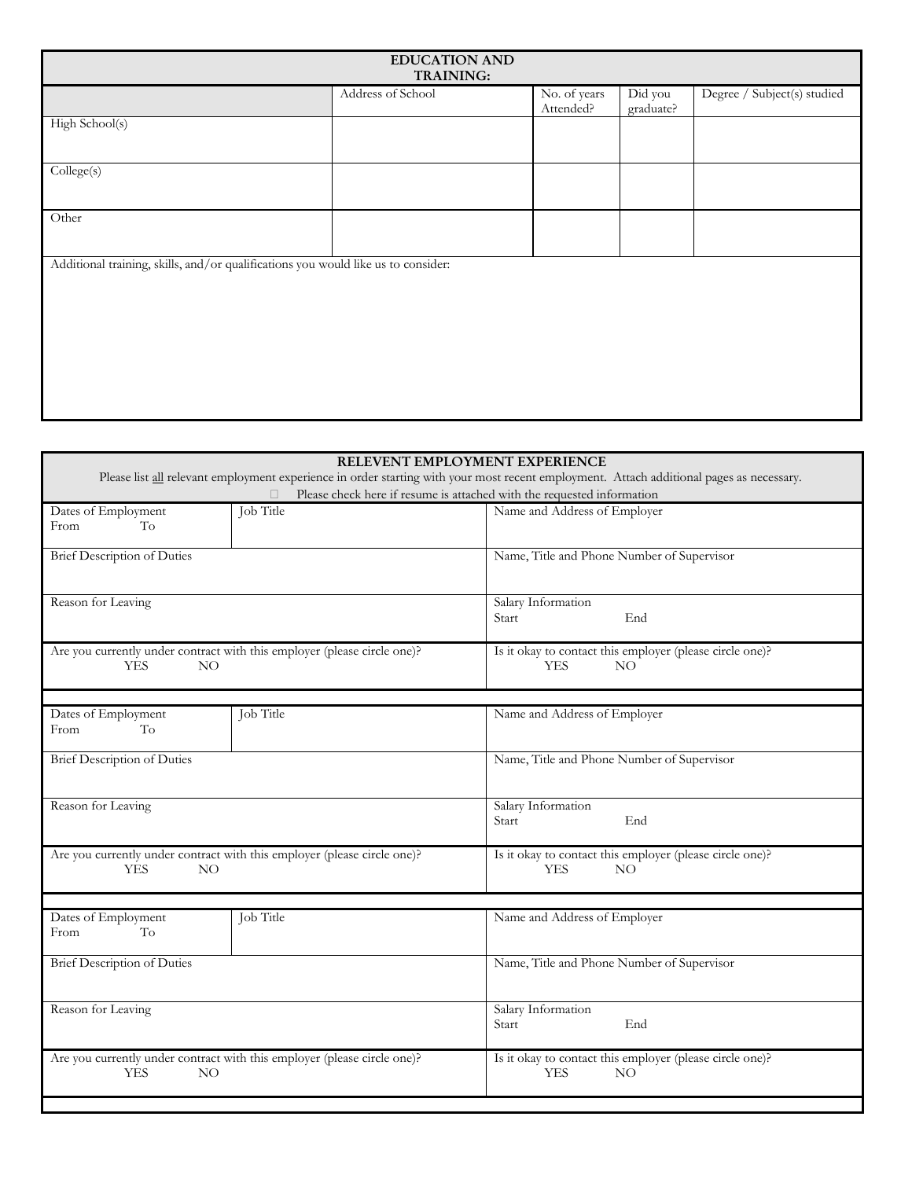## EDUCATION AND TRAINING:

| | Address of School | No. of years Attended? | Did you graduate? | Degree / Subject(s) studied |
|---|---|---|---|---|
| High School(s) | | | | |
| College(s) | | | | |
| Other | | | | |

Additional training, skills, and/or qualifications you would like us to consider:

## RELEVENT EMPLOYMENT EXPERIENCE

Please list all relevant employment experience in order starting with your most recent employment. Attach additional pages as necessary.

☐ Please check here if resume is attached with the requested information

| Dates of Employment From To | Job Title | Name and Address of Employer |
|---|---|---|
| Brief Description of Duties | | Name, Title and Phone Number of Supervisor |
| Reason for Leaving | | Salary Information Start End |
| Are you currently under contract with this employer (please circle one)? YES NO | | Is it okay to contact this employer (please circle one)? YES NO |

| Dates of Employment From To | Job Title | Name and Address of Employer |
|---|---|---|
| Brief Description of Duties | | Name, Title and Phone Number of Supervisor |
| Reason for Leaving | | Salary Information Start End |
| Are you currently under contract with this employer (please circle one)? YES NO | | Is it okay to contact this employer (please circle one)? YES NO |

| Dates of Employment From To | Job Title | Name and Address of Employer |
|---|---|---|
| Brief Description of Duties | | Name, Title and Phone Number of Supervisor |
| Reason for Leaving | | Salary Information Start End |
| Are you currently under contract with this employer (please circle one)? YES NO | | Is it okay to contact this employer (please circle one)? YES NO |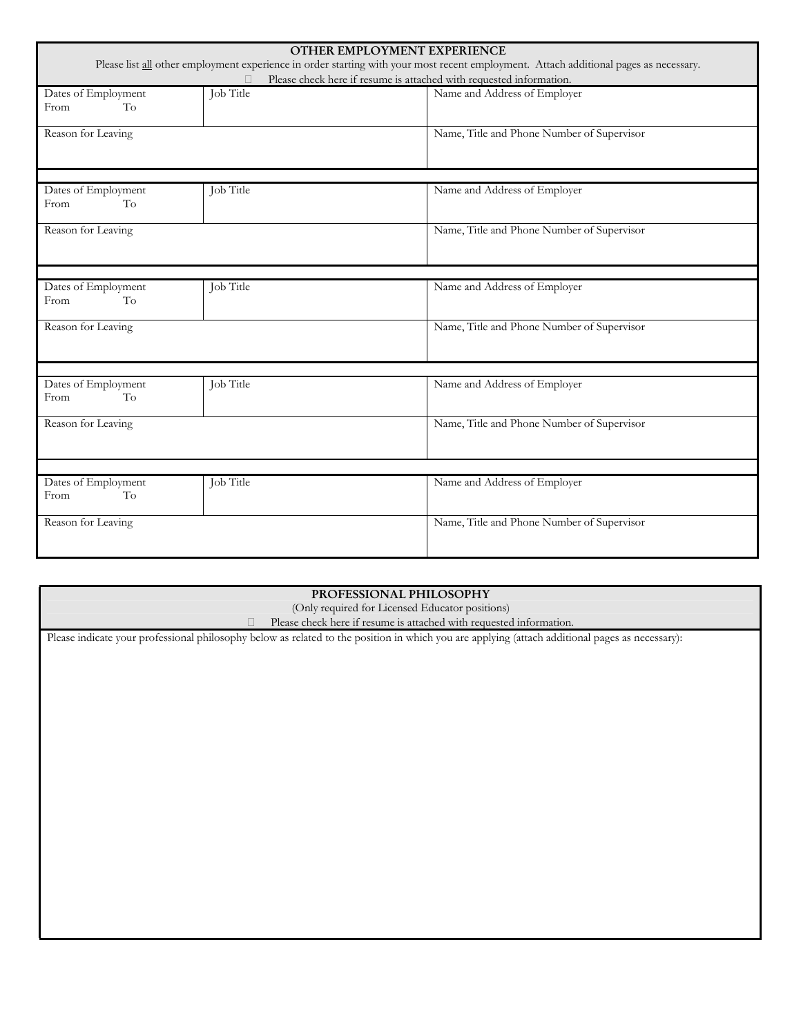## OTHER EMPLOYMENT EXPERIENCE

Please list all other employment experience in order starting with your most recent employment. Attach additional pages as necessary.

☐ Please check here if resume is attached with requested information.

| Dates of Employment<br>From To | Job Title | Name and Address of Employer |
|---|---|---|
| Reason for Leaving | | Name, Title and Phone Number of Supervisor |

| Dates of Employment<br>From To | Job Title | Name and Address of Employer |
|---|---|---|
| Reason for Leaving | | Name, Title and Phone Number of Supervisor |

| Dates of Employment<br>From To | Job Title | Name and Address of Employer |
|---|---|---|
| Reason for Leaving | | Name, Title and Phone Number of Supervisor |

| Dates of Employment<br>From To | Job Title | Name and Address of Employer |
|---|---|---|
| Reason for Leaving | | Name, Title and Phone Number of Supervisor |

| Dates of Employment<br>From To | Job Title | Name and Address of Employer |
|---|---|---|
| Reason for Leaving | | Name, Title and Phone Number of Supervisor |

## PROFESSIONAL PHILOSOPHY

(Only required for Licensed Educator positions)

☐ Please check here if resume is attached with requested information.

Please indicate your professional philosophy below as related to the position in which you are applying (attach additional pages as necessary):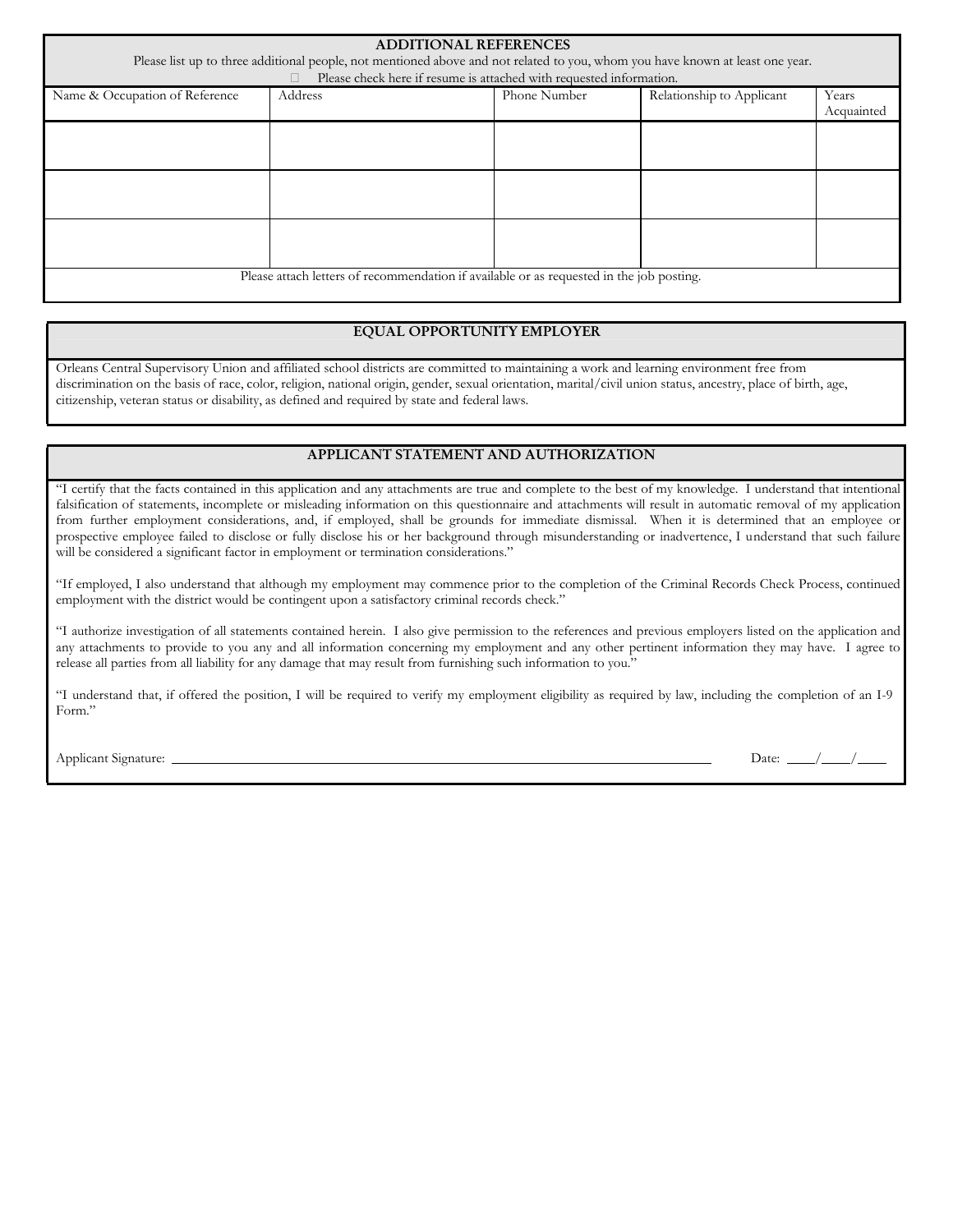## ADDITIONAL REFERENCES

Please list up to three additional people, not mentioned above and not related to you, whom you have known at least one year.

☐ Please check here if resume is attached with requested information.

| Name & Occupation of Reference | Address | Phone Number | Relationship to Applicant | Years Acquainted |
|---|---|---|---|---|
| | | | | |
| | | | | |
| | | | | |

Please attach letters of recommendation if available or as requested in the job posting.

## EQUAL OPPORTUNITY EMPLOYER

Orleans Central Supervisory Union and affiliated school districts are committed to maintaining a work and learning environment free from discrimination on the basis of race, color, religion, national origin, gender, sexual orientation, marital/civil union status, ancestry, place of birth, age, citizenship, veteran status or disability, as defined and required by state and federal laws.

## APPLICANT STATEMENT AND AUTHORIZATION

"I certify that the facts contained in this application and any attachments are true and complete to the best of my knowledge. I understand that intentional falsification of statements, incomplete or misleading information on this questionnaire and attachments will result in automatic removal of my application from further employment considerations, and, if employed, shall be grounds for immediate dismissal. When it is determined that an employee or prospective employee failed to disclose or fully disclose his or her background through misunderstanding or inadvertence, I understand that such failure will be considered a significant factor in employment or termination considerations."

"If employed, I also understand that although my employment may commence prior to the completion of the Criminal Records Check Process, continued employment with the district would be contingent upon a satisfactory criminal records check."

"I authorize investigation of all statements contained herein. I also give permission to the references and previous employers listed on the application and any attachments to provide to you any and all information concerning my employment and any other pertinent information they may have. I agree to release all parties from all liability for any damage that may result from furnishing such information to you."

"I understand that, if offered the position, I will be required to verify my employment eligibility as required by law, including the completion of an I-9 Form."

Applicant Signature: ______________________________ Date: ____/____/____